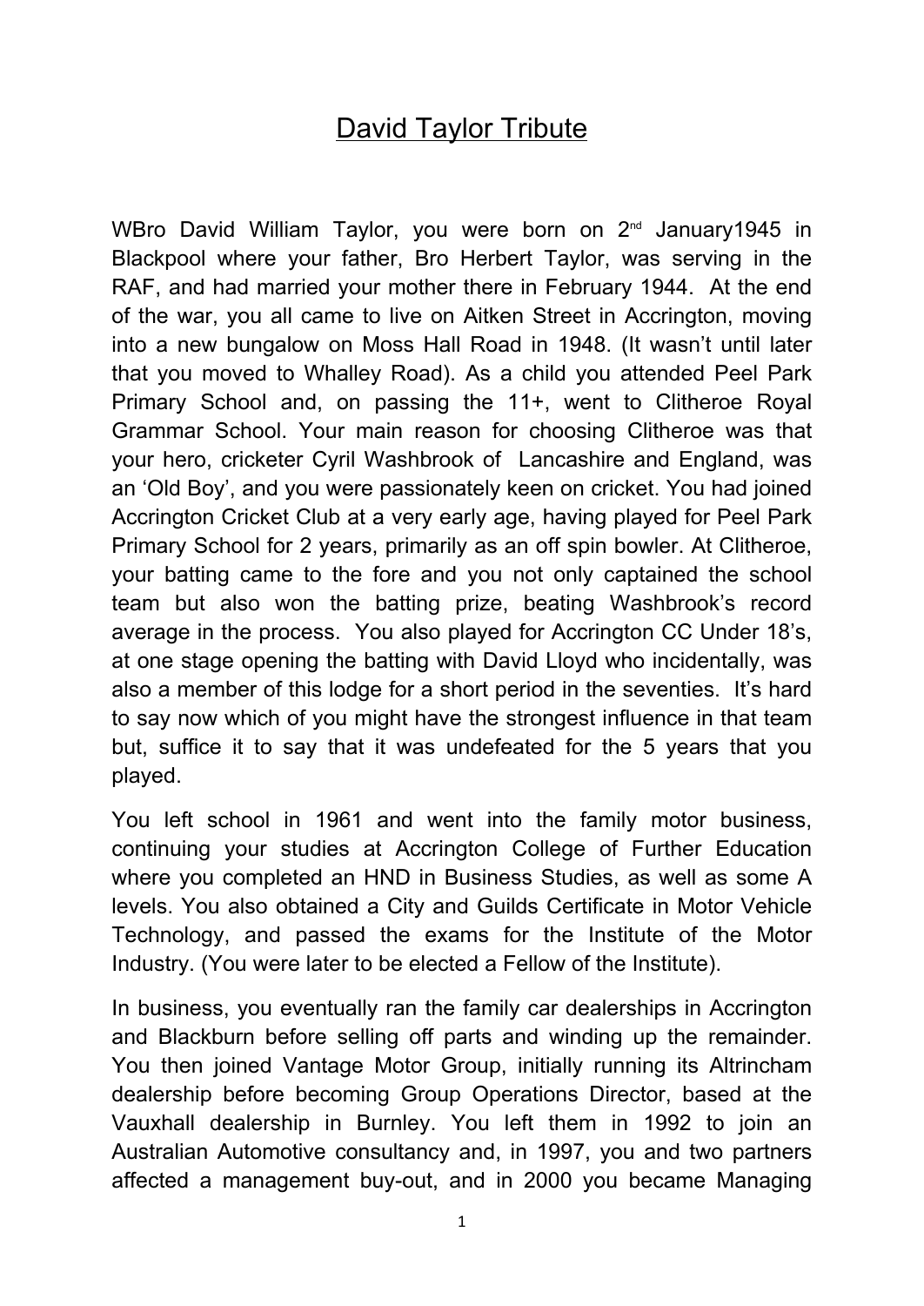# David Taylor Tribute

WBro David William Taylor, you were born on 2nd January1945 in Blackpool where your father, Bro Herbert Taylor, was serving in the RAF, and had married your mother there in February 1944. At the end of the war, you all came to live on Aitken Street in Accrington, moving into a new bungalow on Moss Hall Road in 1948. (It wasn't until later that you moved to Whalley Road). As a child you attended Peel Park Primary School and, on passing the 11+, went to Clitheroe Royal Grammar School. Your main reason for choosing Clitheroe was that your hero, cricketer Cyril Washbrook of Lancashire and England, was an 'Old Boy', and you were passionately keen on cricket. You had joined Accrington Cricket Club at a very early age, having played for Peel Park Primary School for 2 years, primarily as an off spin bowler. At Clitheroe, your batting came to the fore and you not only captained the school team but also won the batting prize, beating Washbrook's record average in the process. You also played for Accrington CC Under 18's, at one stage opening the batting with David Lloyd who incidentally, was also a member of this lodge for a short period in the seventies. It's hard to say now which of you might have the strongest influence in that team but, suffice it to say that it was undefeated for the 5 years that you played.

You left school in 1961 and went into the family motor business, continuing your studies at Accrington College of Further Education where you completed an HND in Business Studies, as well as some A levels. You also obtained a City and Guilds Certificate in Motor Vehicle Technology, and passed the exams for the Institute of the Motor Industry. (You were later to be elected a Fellow of the Institute).

In business, you eventually ran the family car dealerships in Accrington and Blackburn before selling off parts and winding up the remainder. You then joined Vantage Motor Group, initially running its Altrincham dealership before becoming Group Operations Director, based at the Vauxhall dealership in Burnley. You left them in 1992 to join an Australian Automotive consultancy and, in 1997, you and two partners affected a management buy-out, and in 2000 you became Managing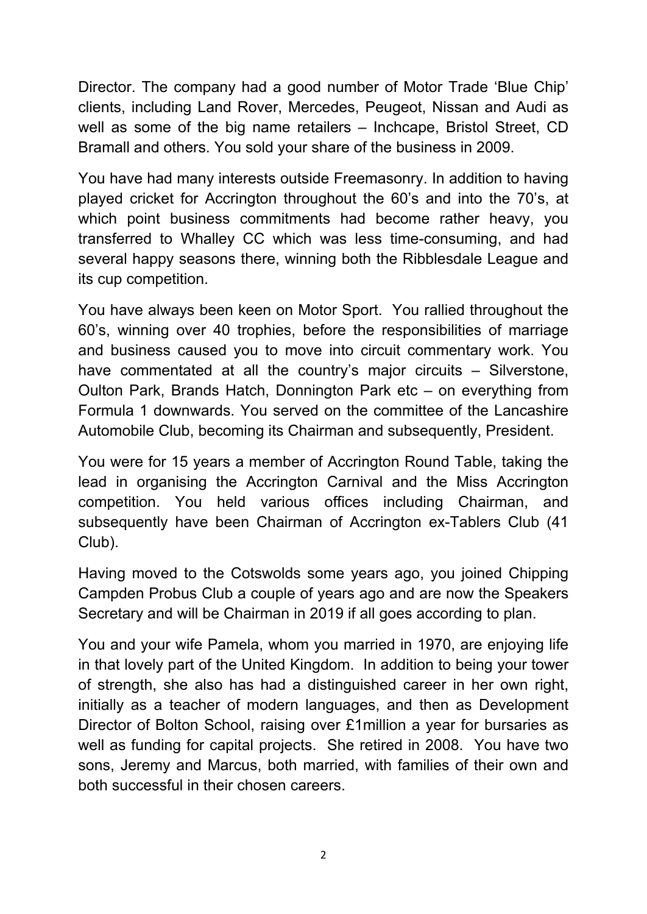Director. The company had a good number of Motor Trade 'Blue Chip' clients, including Land Rover, Mercedes, Peugeot, Nissan and Audi as well as some of the big name retailers – Inchcape, Bristol Street, CD Bramall and others. You sold your share of the business in 2009.

You have had many interests outside Freemasonry. In addition to having played cricket for Accrington throughout the 60's and into the 70's, at which point business commitments had become rather heavy, you transferred to Whalley CC which was less time-consuming, and had several happy seasons there, winning both the Ribblesdale League and its cup competition.

You have always been keen on Motor Sport. You rallied throughout the 60's, winning over 40 trophies, before the responsibilities of marriage and business caused you to move into circuit commentary work. You have commentated at all the country's major circuits – Silverstone, Oulton Park, Brands Hatch, Donnington Park etc – on everything from Formula 1 downwards. You served on the committee of the Lancashire Automobile Club, becoming its Chairman and subsequently, President.

You were for 15 years a member of Accrington Round Table, taking the lead in organising the Accrington Carnival and the Miss Accrington competition. You held various offices including Chairman, and subsequently have been Chairman of Accrington ex-Tablers Club (41 Club).

Having moved to the Cotswolds some years ago, you joined Chipping Campden Probus Club a couple of years ago and are now the Speakers Secretary and will be Chairman in 2019 if all goes according to plan.

You and your wife Pamela, whom you married in 1970, are enjoying life in that lovely part of the United Kingdom. In addition to being your tower of strength, she also has had a distinguished career in her own right, initially as a teacher of modern languages, and then as Development Director of Bolton School, raising over £1million a year for bursaries as well as funding for capital projects. She retired in 2008. You have two sons, Jeremy and Marcus, both married, with families of their own and both successful in their chosen careers.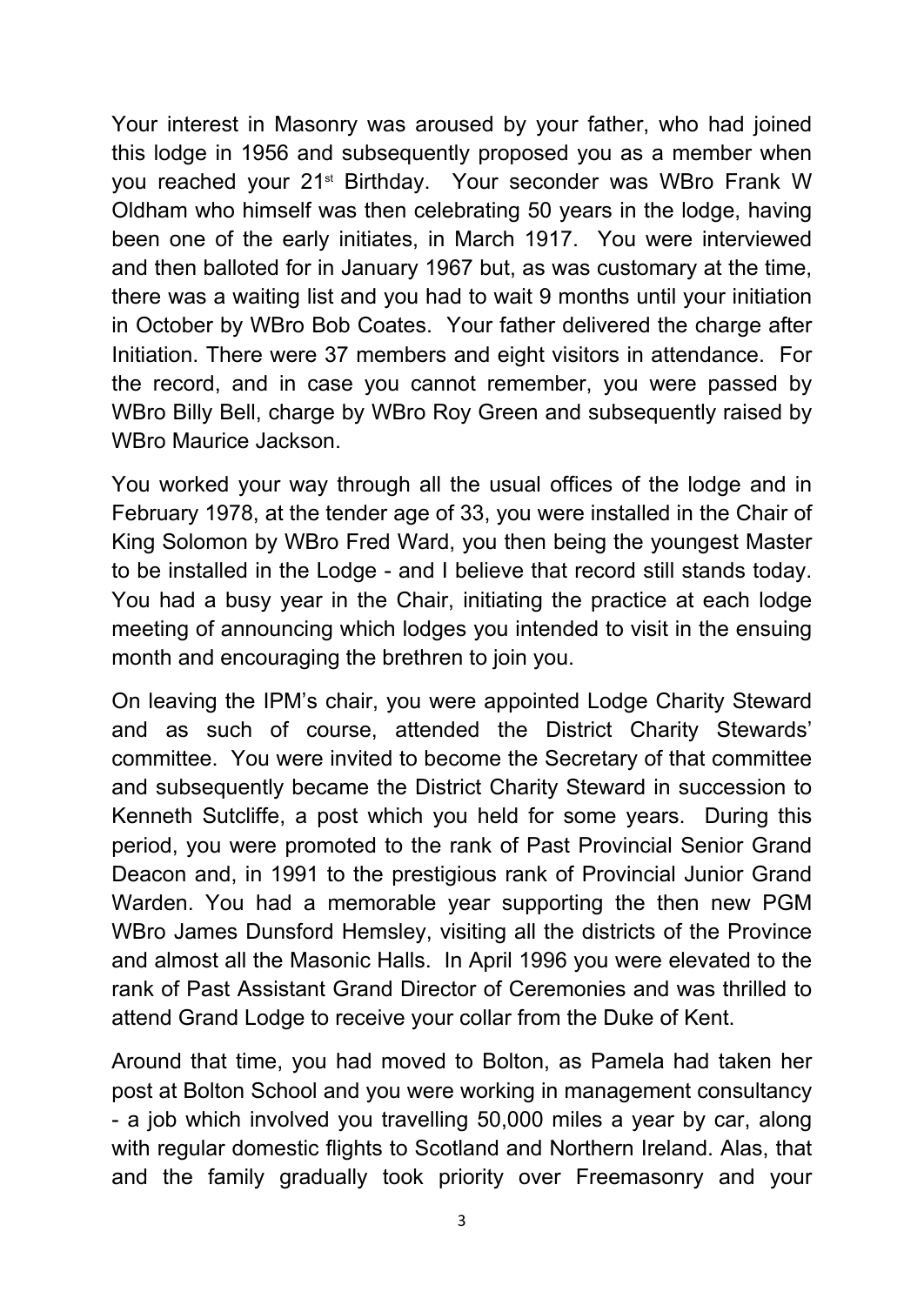Your interest in Masonry was aroused by your father, who had joined this lodge in 1956 and subsequently proposed you as a member when you reached your 21st Birthday. Your seconder was WBro Frank W Oldham who himself was then celebrating 50 years in the lodge, having been one of the early initiates, in March 1917. You were interviewed and then balloted for in January 1967 but, as was customary at the time, there was a waiting list and you had to wait 9 months until your initiation in October by WBro Bob Coates. Your father delivered the charge after Initiation. There were 37 members and eight visitors in attendance. For the record, and in case you cannot remember, you were passed by WBro Billy Bell, charge by WBro Roy Green and subsequently raised by WBro Maurice Jackson.

You worked your way through all the usual offices of the lodge and in February 1978, at the tender age of 33, you were installed in the Chair of King Solomon by WBro Fred Ward, you then being the youngest Master to be installed in the Lodge - and I believe that record still stands today. You had a busy year in the Chair, initiating the practice at each lodge meeting of announcing which lodges you intended to visit in the ensuing month and encouraging the brethren to join you.

On leaving the IPM's chair, you were appointed Lodge Charity Steward and as such of course, attended the District Charity Stewards' committee. You were invited to become the Secretary of that committee and subsequently became the District Charity Steward in succession to Kenneth Sutcliffe, a post which you held for some years. During this period, you were promoted to the rank of Past Provincial Senior Grand Deacon and, in 1991 to the prestigious rank of Provincial Junior Grand Warden. You had a memorable year supporting the then new PGM WBro James Dunsford Hemsley, visiting all the districts of the Province and almost all the Masonic Halls. In April 1996 you were elevated to the rank of Past Assistant Grand Director of Ceremonies and was thrilled to attend Grand Lodge to receive your collar from the Duke of Kent.

Around that time, you had moved to Bolton, as Pamela had taken her post at Bolton School and you were working in management consultancy - a job which involved you travelling 50,000 miles a year by car, along with regular domestic flights to Scotland and Northern Ireland. Alas, that and the family gradually took priority over Freemasonry and your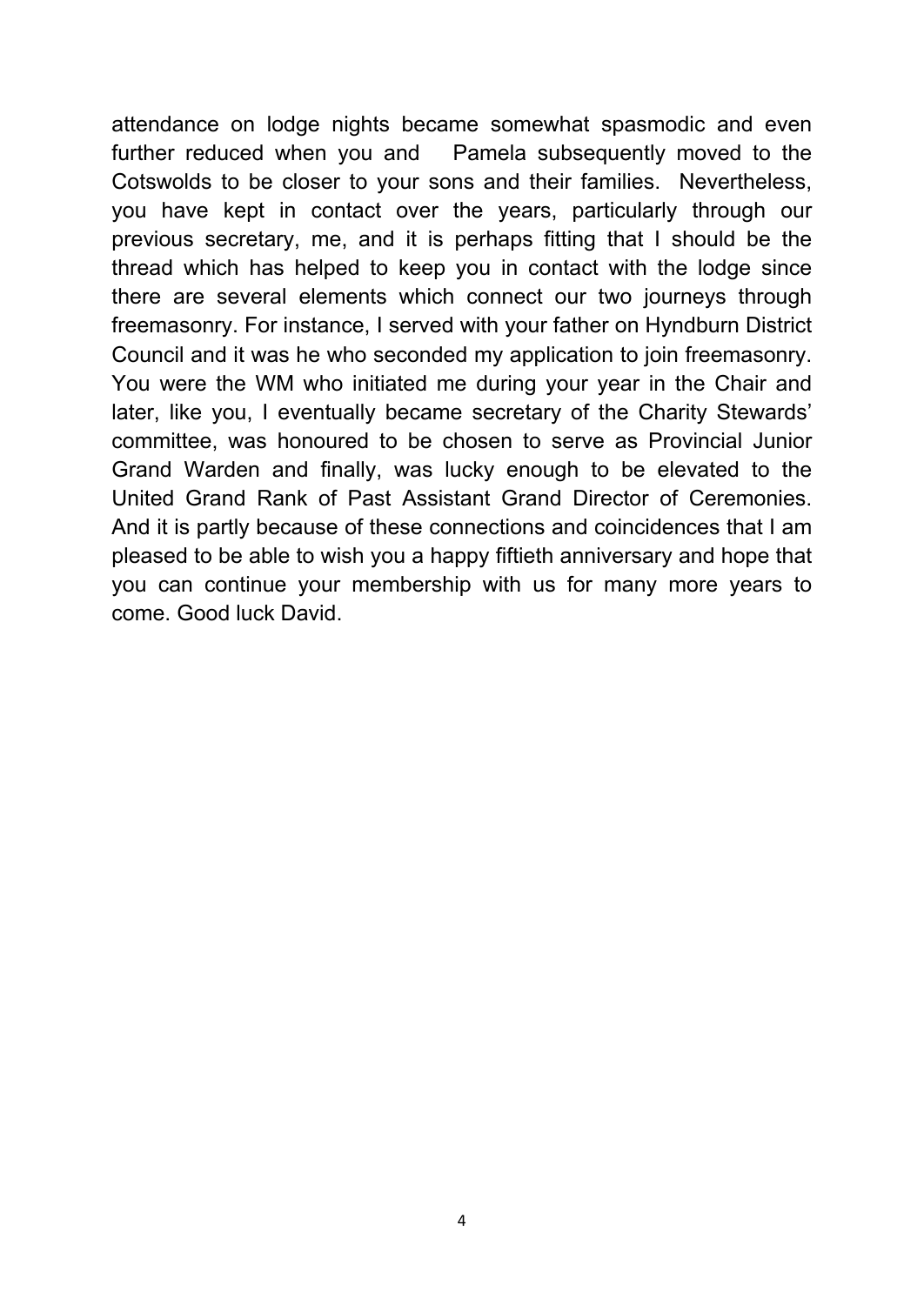attendance on lodge nights became somewhat spasmodic and even further reduced when you and Pamela subsequently moved to the Cotswolds to be closer to your sons and their families. Nevertheless, you have kept in contact over the years, particularly through our previous secretary, me, and it is perhaps fitting that I should be the thread which has helped to keep you in contact with the lodge since there are several elements which connect our two journeys through freemasonry. For instance, I served with your father on Hyndburn District Council and it was he who seconded my application to join freemasonry. You were the WM who initiated me during your year in the Chair and later, like you, I eventually became secretary of the Charity Stewards' committee, was honoured to be chosen to serve as Provincial Junior Grand Warden and finally, was lucky enough to be elevated to the United Grand Rank of Past Assistant Grand Director of Ceremonies. And it is partly because of these connections and coincidences that I am pleased to be able to wish you a happy fiftieth anniversary and hope that you can continue your membership with us for many more years to come. Good luck David.